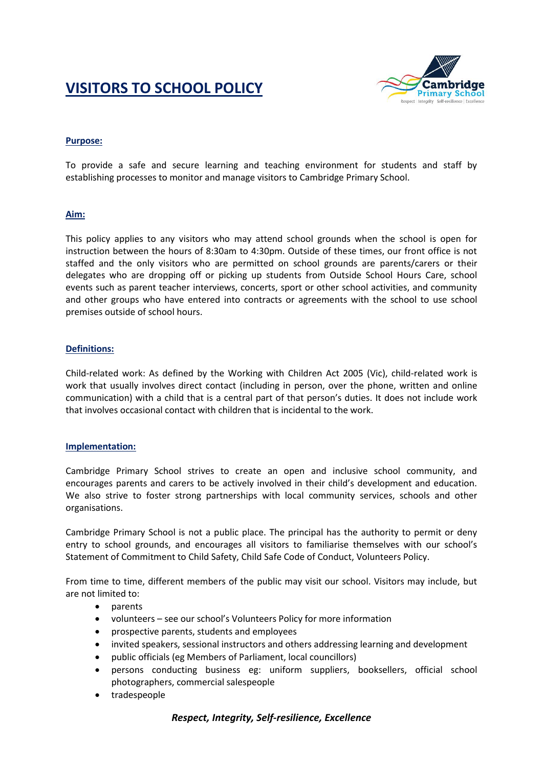# VISITORS TO SCHOOL POLICY

## Purpose:

To provide a safe and secure learning and teaching environment for students and staff by establishing processes to monitor and manage visitors to Cambridge Primary School.

## Aim:

This policy applies to any visitors who may attend school grounds when the school is open for instruction between the hours of 8:30am to 4:30pm. Outside of these times, our front office is not staffed and the only visitors who are permitted on school grounds are parents/carers or their delegates who are dropping off or picking up students from Outside School Hours Care, school events such as parent teacher interviews, concerts, sport or other school activities, and community and other groups who have entered into contracts or agreements with the school to use school premises outside of school hours.

## Definitions:

Child-related work: As defined by the Working with Children Act 2005 (Vic), child-related work is work that usually involves direct contact (including in person, over the phone, written and online communication) with a child that is a central part of that person's duties. It does not include work that involves occasional contact with children that is incidental to the work.

## Implementation:

Cambridge Primary School strives to create an open and inclusive school community, and encourages parents and carers to be actively involved in their child's development and education. We also strive to foster strong partnerships with local community services, schools and other organisations.

Cambridge Primary School is not a public place. The principal has the authority to permit or deny entry to school grounds, and encourages all visitors to familiarise themselves with our school's Statement of Commitment to Child Safety, Child Safe Code of Conduct, Volunteers Policy.

From time to time, different members of the public may visit our school. Visitors may include, but are not limited to:

- parents
- volunteers – see our school's Volunteers Policy for more information
- prospective parents, students and employees
- invited speakers, sessional instructors and others addressing learning and development
- public officials (eg Members of Parliament, local councillors)
- persons conducting business eg: uniform suppliers, booksellers, official school photographers, commercial salespeople
- tradespeople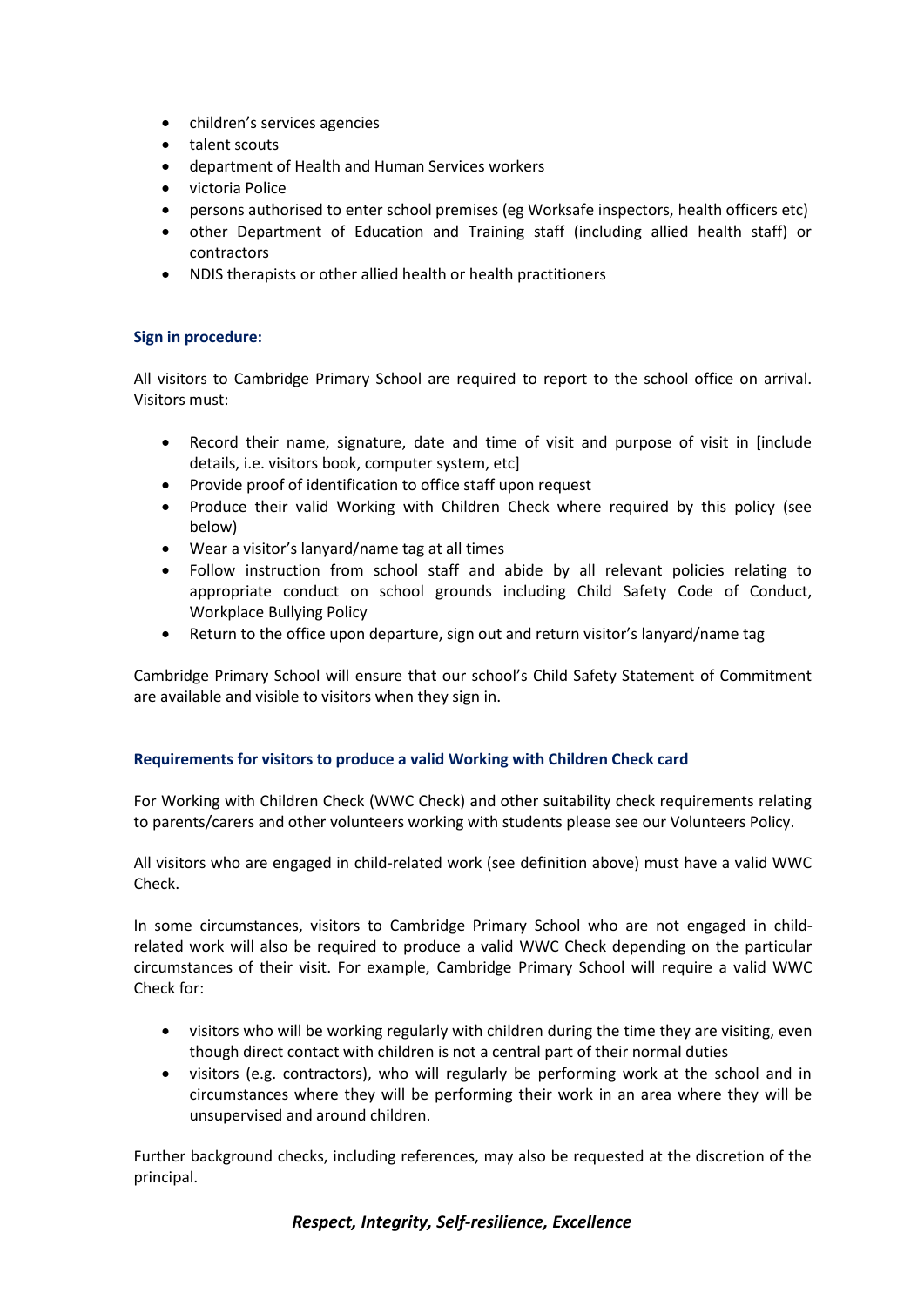- children's services agencies
- talent scouts
- department of Health and Human Services workers
- victoria Police
- persons authorised to enter school premises (eg Worksafe inspectors, health officers etc)
- other Department of Education and Training staff (including allied health staff) or contractors
- NDIS therapists or other allied health or health practitioners

### Sign in procedure:

All visitors to Cambridge Primary School are required to report to the school office on arrival. Visitors must:

- Record their name, signature, date and time of visit and purpose of visit in [include details, i.e. visitors book, computer system, etc]
- Provide proof of identification to office staff upon request
- Produce their valid Working with Children Check where required by this policy (see below)
- Wear a visitor's lanyard/name tag at all times
- Follow instruction from school staff and abide by all relevant policies relating to appropriate conduct on school grounds including Child Safety Code of Conduct, Workplace Bullying Policy
- Return to the office upon departure, sign out and return visitor's lanyard/name tag

Cambridge Primary School will ensure that our school's Child Safety Statement of Commitment are available and visible to visitors when they sign in.

### Requirements for visitors to produce a valid Working with Children Check card

For Working with Children Check (WWC Check) and other suitability check requirements relating to parents/carers and other volunteers working with students please see our Volunteers Policy.

All visitors who are engaged in child-related work (see definition above) must have a valid WWC Check.

In some circumstances, visitors to Cambridge Primary School who are not engaged in child-related work will also be required to produce a valid WWC Check depending on the particular circumstances of their visit. For example, Cambridge Primary School will require a valid WWC Check for:

- visitors who will be working regularly with children during the time they are visiting, even though direct contact with children is not a central part of their normal duties
- visitors (e.g. contractors), who will regularly be performing work at the school and in circumstances where they will be performing their work in an area where they will be unsupervised and around children.

Further background checks, including references, may also be requested at the discretion of the principal.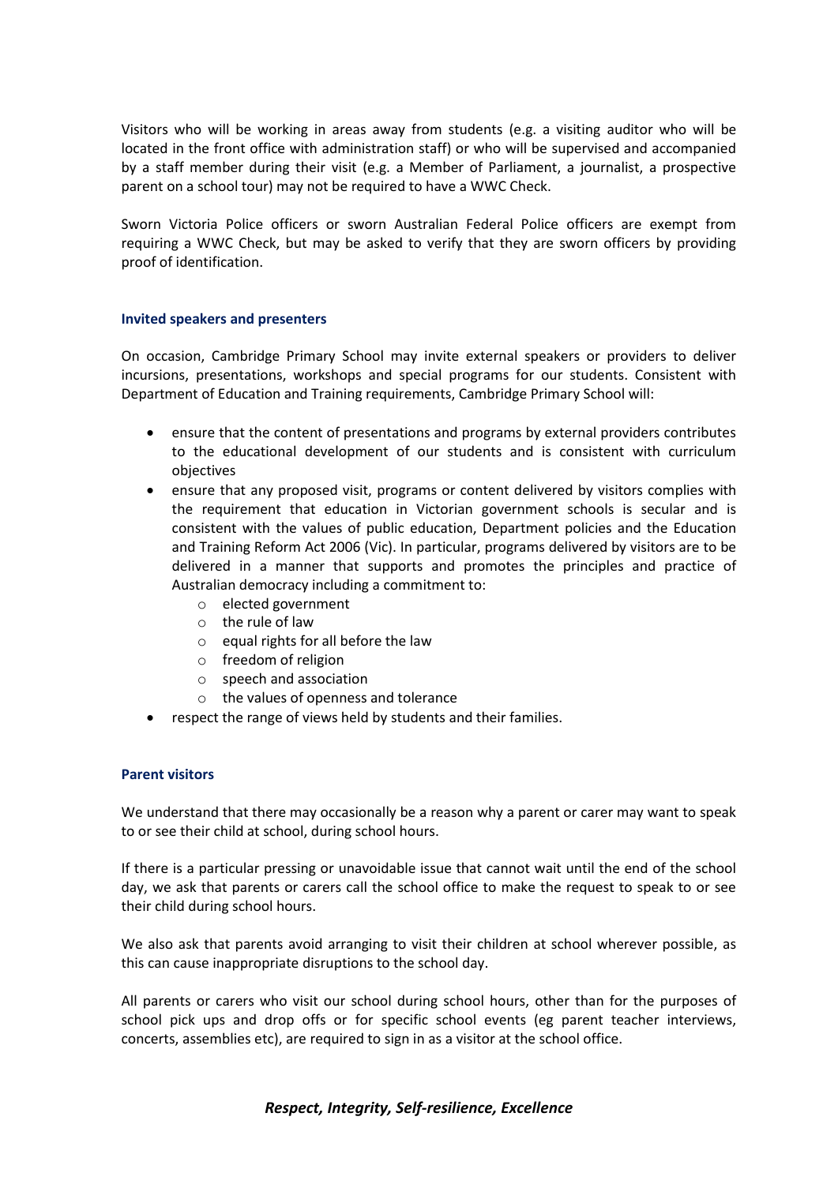Visitors who will be working in areas away from students (e.g. a visiting auditor who will be located in the front office with administration staff) or who will be supervised and accompanied by a staff member during their visit (e.g. a Member of Parliament, a journalist, a prospective parent on a school tour) may not be required to have a WWC Check.

Sworn Victoria Police officers or sworn Australian Federal Police officers are exempt from requiring a WWC Check, but may be asked to verify that they are sworn officers by providing proof of identification.

### Invited speakers and presenters

On occasion, Cambridge Primary School may invite external speakers or providers to deliver incursions, presentations, workshops and special programs for our students. Consistent with Department of Education and Training requirements, Cambridge Primary School will:

- ensure that the content of presentations and programs by external providers contributes to the educational development of our students and is consistent with curriculum objectives
- ensure that any proposed visit, programs or content delivered by visitors complies with the requirement that education in Victorian government schools is secular and is consistent with the values of public education, Department policies and the Education and Training Reform Act 2006 (Vic). In particular, programs delivered by visitors are to be delivered in a manner that supports and promotes the principles and practice of Australian democracy including a commitment to:
    - elected government
    - the rule of law
    - equal rights for all before the law
    - freedom of religion
    - speech and association
    - the values of openness and tolerance
- respect the range of views held by students and their families.

### Parent visitors

We understand that there may occasionally be a reason why a parent or carer may want to speak to or see their child at school, during school hours.

If there is a particular pressing or unavoidable issue that cannot wait until the end of the school day, we ask that parents or carers call the school office to make the request to speak to or see their child during school hours.

We also ask that parents avoid arranging to visit their children at school wherever possible, as this can cause inappropriate disruptions to the school day.

All parents or carers who visit our school during school hours, other than for the purposes of school pick ups and drop offs or for specific school events (eg parent teacher interviews, concerts, assemblies etc), are required to sign in as a visitor at the school office.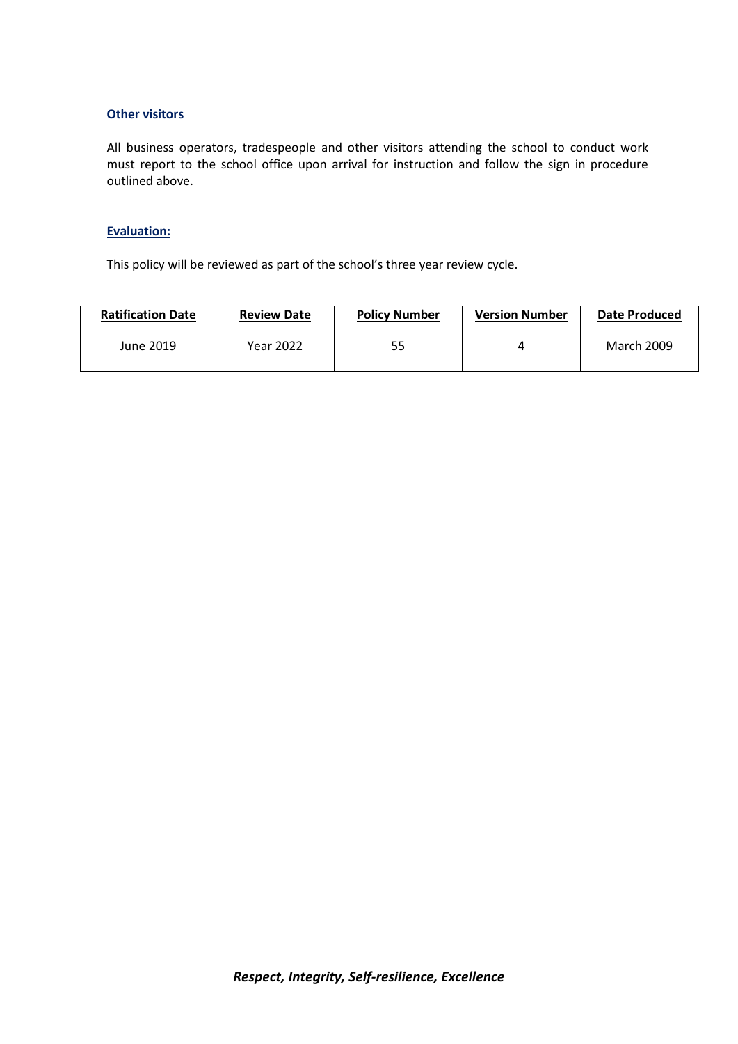### Other visitors

All business operators, tradespeople and other visitors attending the school to conduct work must report to the school office upon arrival for instruction and follow the sign in procedure outlined above.

### Evaluation:

This policy will be reviewed as part of the school's three year review cycle.

| Ratification Date | Review Date | Policy Number | Version Number | Date Produced |
|---|---|---|---|---|
| June 2019 | Year 2022 | 55 | 4 | March 2009 |